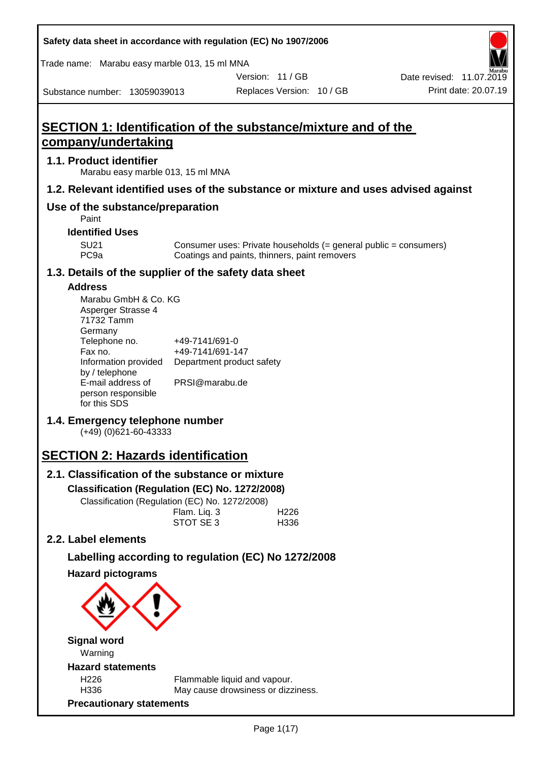Safety data sheet in accordance with regulation (EC) No 1907/2006

Trade name: Marabu easy marble 013, 15 ml MNA

Version: 11 / GB

Date revised: 11.07.2019

Substance number: 13059039013

Replaces Version: 10 / GB

Print date: 20.07.19

# SECTION 1: Identification of the substance/mixture and of the company/undertaking

## 1.1. Product identifier

Marabu easy marble 013, 15 ml MNA

## 1.2. Relevant identified uses of the substance or mixture and uses advised against

## Use of the substance/preparation

Paint

### Identified Uses

| | |
|---|---|
| SU21 | Consumer uses: Private households (= general public = consumers) |
| PC9a | Coatings and paints, thinners, paint removers |

## 1.3. Details of the supplier of the safety data sheet

### Address

Marabu GmbH & Co. KG
Asperger Strasse 4
71732 Tamm
Germany

| | |
|---|---|
| Telephone no. | +49-7141/691-0 |
| Fax no. | +49-7141/691-147 |
| Information provided by / telephone | Department product safety |
| E-mail address of person responsible for this SDS | PRSI@marabu.de |

## 1.4. Emergency telephone number

(+49) (0)621-60-43333

# SECTION 2: Hazards identification

## 2.1. Classification of the substance or mixture

### Classification (Regulation (EC) No. 1272/2008)

Classification (Regulation (EC) No. 1272/2008)

| | |
|---|---|
| Flam. Liq. 3 | H226 |
| STOT SE 3 | H336 |

## 2.2. Label elements

### Labelling according to regulation (EC) No 1272/2008

### Hazard pictograms

### Signal word

Warning

### Hazard statements

| | |
|---|---|
| H226 | Flammable liquid and vapour. |
| H336 | May cause drowsiness or dizziness. |

### Precautionary statements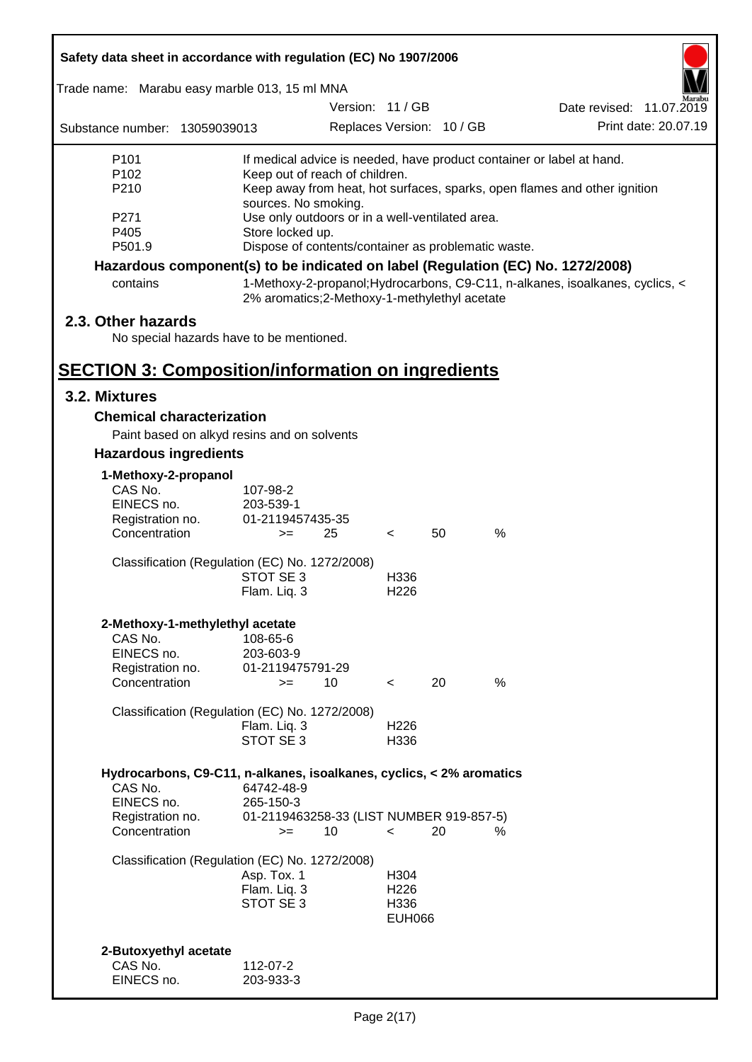| | |
|---|---|
| P101 | If medical advice is needed, have product container or label at hand. |
| P102 | Keep out of reach of children. |
| P210 | Keep away from heat, hot surfaces, sparks, open flames and other ignition sources. No smoking. |
| P271 | Use only outdoors or in a well-ventilated area. |
| P405 | Store locked up. |
| P501.9 | Dispose of contents/container as problematic waste. |

**Hazardous component(s) to be indicated on label (Regulation (EC) No. 1272/2008)**

| | |
|---|---|
| contains | 1-Methoxy-2-propanol;Hydrocarbons, C9-C11, n-alkanes, isoalkanes, cyclics, < 2% aromatics;2-Methoxy-1-methylethyl acetate |

## 2.3. Other hazards

No special hazards have to be mentioned.

# SECTION 3: Composition/information on ingredients

## 3.2. Mixtures

### Chemical characterization

Paint based on alkyd resins and on solvents

### Hazardous ingredients

**1-Methoxy-2-propanol**

| | | | | | |
|---|---|---|---|---|---|
| CAS No. | 107-98-2 | | | | |
| EINECS no. | 203-539-1 | | | | |
| Registration no. | 01-2119457435-35 | | | | |
| Concentration | >= | 25 | < | 50 | % |

Classification (Regulation (EC) No. 1272/2008)

| | |
|---|---|
| STOT SE 3 | H336 |
| Flam. Liq. 3 | H226 |

**2-Methoxy-1-methylethyl acetate**

| | | | | | |
|---|---|---|---|---|---|
| CAS No. | 108-65-6 | | | | |
| EINECS no. | 203-603-9 | | | | |
| Registration no. | 01-2119475791-29 | | | | |
| Concentration | >= | 10 | < | 20 | % |

Classification (Regulation (EC) No. 1272/2008)

| | |
|---|---|
| Flam. Liq. 3 | H226 |
| STOT SE 3 | H336 |

**Hydrocarbons, C9-C11, n-alkanes, isoalkanes, cyclics, < 2% aromatics**

| | | | | | |
|---|---|---|---|---|---|
| CAS No. | 64742-48-9 | | | | |
| EINECS no. | 265-150-3 | | | | |
| Registration no. | 01-2119463258-33 (LIST NUMBER 919-857-5) | | | | |
| Concentration | >= | 10 | < | 20 | % |

Classification (Regulation (EC) No. 1272/2008)

| | |
|---|---|
| Asp. Tox. 1 | H304 |
| Flam. Liq. 3 | H226 |
| STOT SE 3 | H336 |
| | EUH066 |

**2-Butoxyethyl acetate**

| | |
|---|---|
| CAS No. | 112-07-2 |
| EINECS no. | 203-933-3 |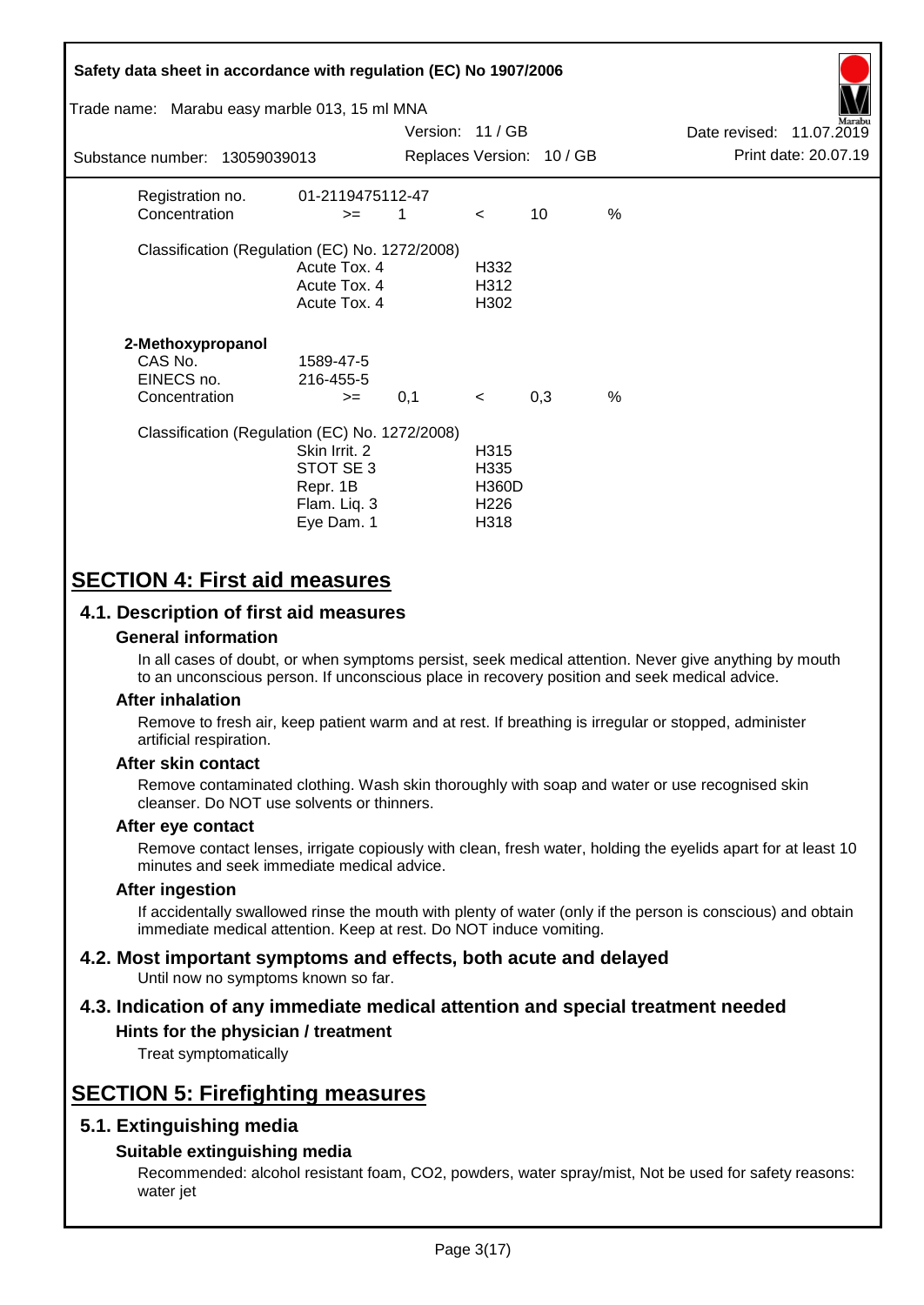| | | | | | |
|---|---|---|---|---|---|
| Registration no. | 01-2119475112-47 | | | | |
| Concentration | >= | 1 | < | 10 | % |

Classification (Regulation (EC) No. 1272/2008)

| | |
|---|---|
| Acute Tox. 4 | H332 |
| Acute Tox. 4 | H312 |
| Acute Tox. 4 | H302 |

**2-Methoxypropanol**

| | | | | | |
|---|---|---|---|---|---|
| CAS No. | 1589-47-5 | | | | |
| EINECS no. | 216-455-5 | | | | |
| Concentration | >= | 0,1 | < | 0,3 | % |

Classification (Regulation (EC) No. 1272/2008)

| | |
|---|---|
| Skin Irrit. 2 | H315 |
| STOT SE 3 | H335 |
| Repr. 1B | H360D |
| Flam. Liq. 3 | H226 |
| Eye Dam. 1 | H318 |

# SECTION 4: First aid measures

## 4.1. Description of first aid measures

### General information

In all cases of doubt, or when symptoms persist, seek medical attention. Never give anything by mouth to an unconscious person. If unconscious place in recovery position and seek medical advice.

### After inhalation

Remove to fresh air, keep patient warm and at rest. If breathing is irregular or stopped, administer artificial respiration.

### After skin contact

Remove contaminated clothing. Wash skin thoroughly with soap and water or use recognised skin cleanser. Do NOT use solvents or thinners.

### After eye contact

Remove contact lenses, irrigate copiously with clean, fresh water, holding the eyelids apart for at least 10 minutes and seek immediate medical advice.

### After ingestion

If accidentally swallowed rinse the mouth with plenty of water (only if the person is conscious) and obtain immediate medical attention. Keep at rest. Do NOT induce vomiting.

## 4.2. Most important symptoms and effects, both acute and delayed

Until now no symptoms known so far.

## 4.3. Indication of any immediate medical attention and special treatment needed

### Hints for the physician / treatment

Treat symptomatically

# SECTION 5: Firefighting measures

## 5.1. Extinguishing media

### Suitable extinguishing media

Recommended: alcohol resistant foam, CO2, powders, water spray/mist, Not be used for safety reasons: water jet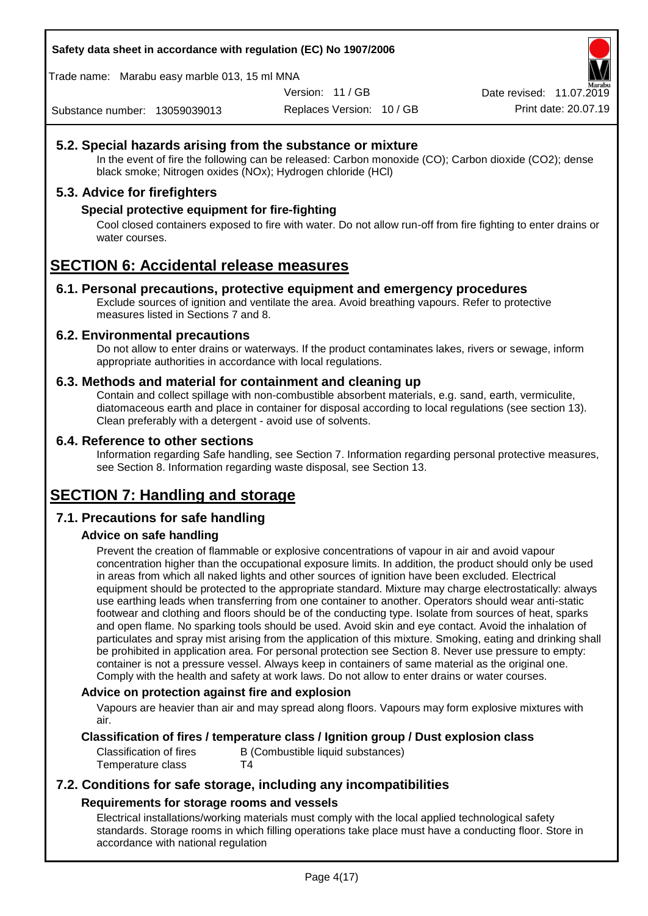## 5.2. Special hazards arising from the substance or mixture

In the event of fire the following can be released: Carbon monoxide (CO); Carbon dioxide ($CO_2$); dense black smoke; Nitrogen oxides (NOx); Hydrogen chloride (HCl)

## 5.3. Advice for firefighters

### Special protective equipment for fire-fighting

Cool closed containers exposed to fire with water. Do not allow run-off from fire fighting to enter drains or water courses.

# SECTION 6: Accidental release measures

## 6.1. Personal precautions, protective equipment and emergency procedures

Exclude sources of ignition and ventilate the area. Avoid breathing vapours. Refer to protective measures listed in Sections 7 and 8.

## 6.2. Environmental precautions

Do not allow to enter drains or waterways. If the product contaminates lakes, rivers or sewage, inform appropriate authorities in accordance with local regulations.

## 6.3. Methods and material for containment and cleaning up

Contain and collect spillage with non-combustible absorbent materials, e.g. sand, earth, vermiculite, diatomaceous earth and place in container for disposal according to local regulations (see section 13). Clean preferably with a detergent - avoid use of solvents.

## 6.4. Reference to other sections

Information regarding Safe handling, see Section 7. Information regarding personal protective measures, see Section 8. Information regarding waste disposal, see Section 13.

# SECTION 7: Handling and storage

## 7.1. Precautions for safe handling

### Advice on safe handling

Prevent the creation of flammable or explosive concentrations of vapour in air and avoid vapour concentration higher than the occupational exposure limits. In addition, the product should only be used in areas from which all naked lights and other sources of ignition have been excluded. Electrical equipment should be protected to the appropriate standard. Mixture may charge electrostatically: always use earthing leads when transferring from one container to another. Operators should wear anti-static footwear and clothing and floors should be of the conducting type. Isolate from sources of heat, sparks and open flame. No sparking tools should be used. Avoid skin and eye contact. Avoid the inhalation of particulates and spray mist arising from the application of this mixture. Smoking, eating and drinking shall be prohibited in application area. For personal protection see Section 8. Never use pressure to empty: container is not a pressure vessel. Always keep in containers of same material as the original one. Comply with the health and safety at work laws. Do not allow to enter drains or water courses.

### Advice on protection against fire and explosion

Vapours are heavier than air and may spread along floors. Vapours may form explosive mixtures with air.

### Classification of fires / temperature class / Ignition group / Dust explosion class

| | |
|---|---|
| Classification of fires | B (Combustible liquid substances) |
| Temperature class | T4 |

## 7.2. Conditions for safe storage, including any incompatibilities

### Requirements for storage rooms and vessels

Electrical installations/working materials must comply with the local applied technological safety standards. Storage rooms in which filling operations take place must have a conducting floor. Store in accordance with national regulation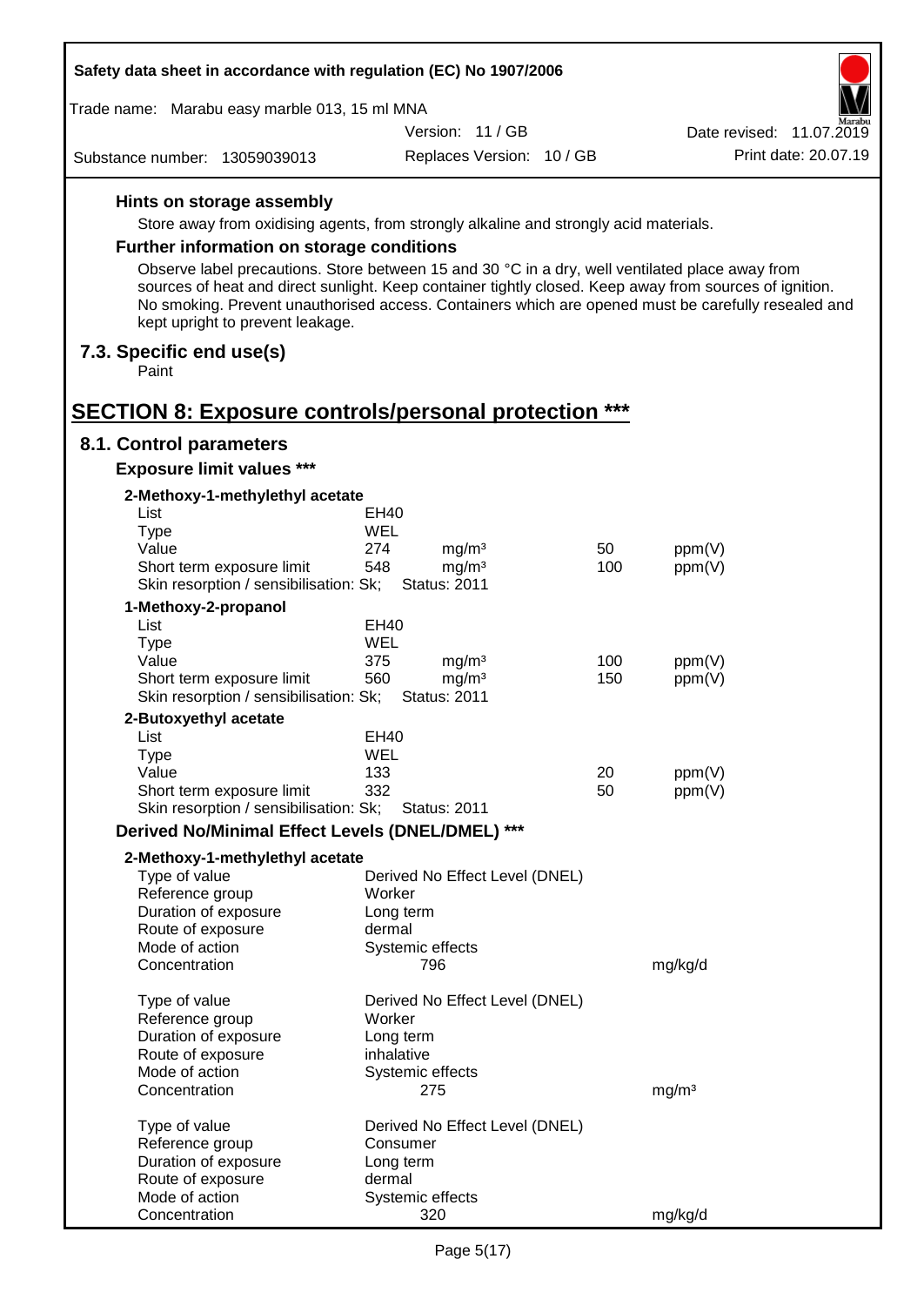### Hints on storage assembly

Store away from oxidising agents, from strongly alkaline and strongly acid materials.

### Further information on storage conditions

Observe label precautions. Store between 15 and 30 °C in a dry, well ventilated place away from sources of heat and direct sunlight. Keep container tightly closed. Keep away from sources of ignition. No smoking. Prevent unauthorised access. Containers which are opened must be carefully resealed and kept upright to prevent leakage.

## 7.3. Specific end use(s)

Paint

# SECTION 8: Exposure controls/personal protection ***

## 8.1. Control parameters

### Exposure limit values ***

**2-Methoxy-1-methylethyl acetate**

| | | | | |
|---|---|---|---|---|
| List | EH40 | | | |
| Type | WEL | | | |
| Value | 274 | mg/m³ | 50 | ppm(V) |
| Short term exposure limit | 548 | mg/m³ | 100 | ppm(V) |
| Skin resorption / sensibilisation: Sk; | Status: 2011 | | | |

**1-Methoxy-2-propanol**

| | | | | |
|---|---|---|---|---|
| List | EH40 | | | |
| Type | WEL | | | |
| Value | 375 | mg/m³ | 100 | ppm(V) |
| Short term exposure limit | 560 | mg/m³ | 150 | ppm(V) |
| Skin resorption / sensibilisation: Sk; | Status: 2011 | | | |

**2-Butoxyethyl acetate**

| | | | | |
|---|---|---|---|---|
| List | EH40 | | | |
| Type | WEL | | | |
| Value | 133 | | 20 | ppm(V) |
| Short term exposure limit | 332 | | 50 | ppm(V) |
| Skin resorption / sensibilisation: Sk; | Status: 2011 | | | |

### Derived No/Minimal Effect Levels (DNEL/DMEL) ***

**2-Methoxy-1-methylethyl acetate**

| | | |
|---|---|---|
| Type of value | Derived No Effect Level (DNEL) | |
| Reference group | Worker | |
| Duration of exposure | Long term | |
| Route of exposure | dermal | |
| Mode of action | Systemic effects | |
| Concentration | 796 | mg/kg/d |

| | | |
|---|---|---|
| Type of value | Derived No Effect Level (DNEL) | |
| Reference group | Worker | |
| Duration of exposure | Long term | |
| Route of exposure | inhalative | |
| Mode of action | Systemic effects | |
| Concentration | 275 | mg/m³ |

| | | |
|---|---|---|
| Type of value | Derived No Effect Level (DNEL) | |
| Reference group | Consumer | |
| Duration of exposure | Long term | |
| Route of exposure | dermal | |
| Mode of action | Systemic effects | |
| Concentration | 320 | mg/kg/d |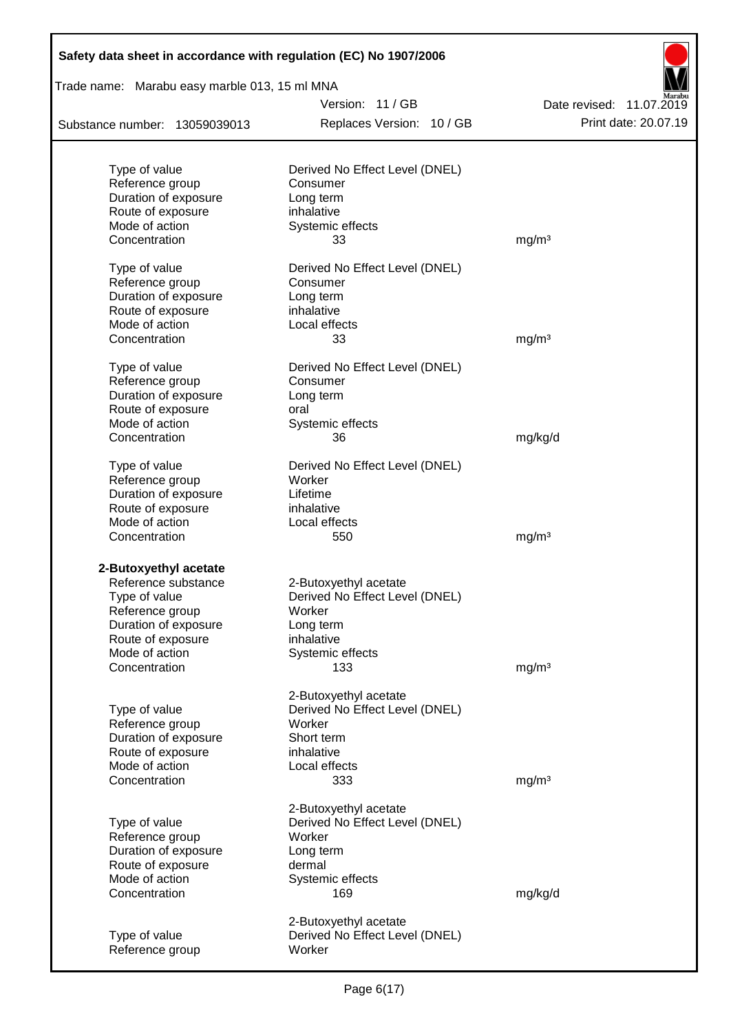| | | |
|---|---|---|
| Type of value | Derived No Effect Level (DNEL) | |
| Reference group | Consumer | |
| Duration of exposure | Long term | |
| Route of exposure | inhalative | |
| Mode of action | Systemic effects | |
| Concentration | 33 | mg/m³ |
| | | |
| Type of value | Derived No Effect Level (DNEL) | |
| Reference group | Consumer | |
| Duration of exposure | Long term | |
| Route of exposure | inhalative | |
| Mode of action | Local effects | |
| Concentration | 33 | mg/m³ |
| | | |
| Type of value | Derived No Effect Level (DNEL) | |
| Reference group | Consumer | |
| Duration of exposure | Long term | |
| Route of exposure | oral | |
| Mode of action | Systemic effects | |
| Concentration | 36 | mg/kg/d |
| | | |
| Type of value | Derived No Effect Level (DNEL) | |
| Reference group | Worker | |
| Duration of exposure | Lifetime | |
| Route of exposure | inhalative | |
| Mode of action | Local effects | |
| Concentration | 550 | mg/m³ |

**2-Butoxyethyl acetate**

| | | |
|---|---|---|
| Reference substance | 2-Butoxyethyl acetate | |
| Type of value | Derived No Effect Level (DNEL) | |
| Reference group | Worker | |
| Duration of exposure | Long term | |
| Route of exposure | inhalative | |
| Mode of action | Systemic effects | |
| Concentration | 133 | mg/m³ |
| | | |
| | 2-Butoxyethyl acetate | |
| Type of value | Derived No Effect Level (DNEL) | |
| Reference group | Worker | |
| Duration of exposure | Short term | |
| Route of exposure | inhalative | |
| Mode of action | Local effects | |
| Concentration | 333 | mg/m³ |
| | | |
| | 2-Butoxyethyl acetate | |
| Type of value | Derived No Effect Level (DNEL) | |
| Reference group | Worker | |
| Duration of exposure | Long term | |
| Route of exposure | dermal | |
| Mode of action | Systemic effects | |
| Concentration | 169 | mg/kg/d |
| | | |
| | 2-Butoxyethyl acetate | |
| Type of value | Derived No Effect Level (DNEL) | |
| Reference group | Worker | |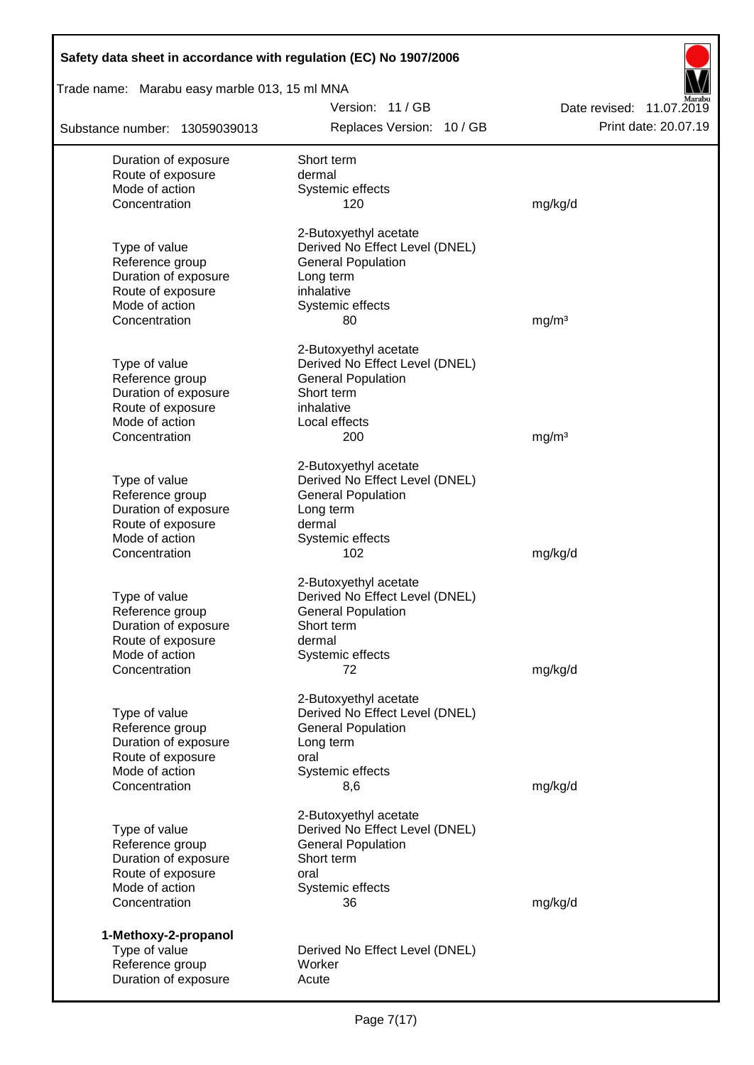| | | |
|---|---|---|
| Duration of exposure | Short term | |
| Route of exposure | dermal | |
| Mode of action | Systemic effects | |
| Concentration | 120 | mg/kg/d |
| | 2-Butoxyethyl acetate | |
| Type of value | Derived No Effect Level (DNEL) | |
| Reference group | General Population | |
| Duration of exposure | Long term | |
| Route of exposure | inhalative | |
| Mode of action | Systemic effects | |
| Concentration | 80 | mg/m³ |
| | 2-Butoxyethyl acetate | |
| Type of value | Derived No Effect Level (DNEL) | |
| Reference group | General Population | |
| Duration of exposure | Short term | |
| Route of exposure | inhalative | |
| Mode of action | Local effects | |
| Concentration | 200 | mg/m³ |
| | 2-Butoxyethyl acetate | |
| Type of value | Derived No Effect Level (DNEL) | |
| Reference group | General Population | |
| Duration of exposure | Long term | |
| Route of exposure | dermal | |
| Mode of action | Systemic effects | |
| Concentration | 102 | mg/kg/d |
| | 2-Butoxyethyl acetate | |
| Type of value | Derived No Effect Level (DNEL) | |
| Reference group | General Population | |
| Duration of exposure | Short term | |
| Route of exposure | dermal | |
| Mode of action | Systemic effects | |
| Concentration | 72 | mg/kg/d |
| | 2-Butoxyethyl acetate | |
| Type of value | Derived No Effect Level (DNEL) | |
| Reference group | General Population | |
| Duration of exposure | Long term | |
| Route of exposure | oral | |
| Mode of action | Systemic effects | |
| Concentration | 8,6 | mg/kg/d |
| | 2-Butoxyethyl acetate | |
| Type of value | Derived No Effect Level (DNEL) | |
| Reference group | General Population | |
| Duration of exposure | Short term | |
| Route of exposure | oral | |
| Mode of action | Systemic effects | |
| Concentration | 36 | mg/kg/d |

**1-Methoxy-2-propanol**

| | | |
|---|---|---|
| Type of value | Derived No Effect Level (DNEL) | |
| Reference group | Worker | |
| Duration of exposure | Acute | |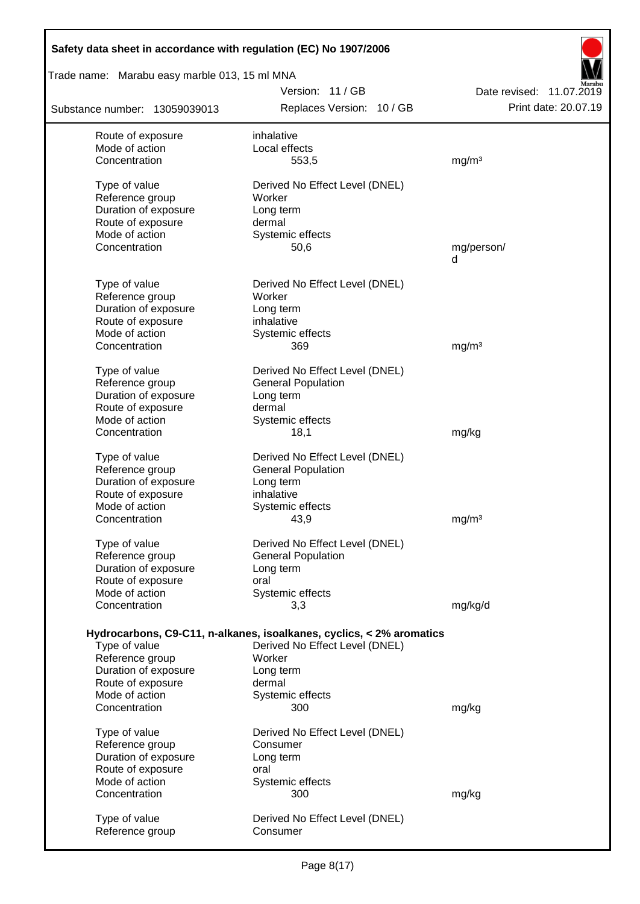| | | |
|---|---|---|
| Route of exposure | inhalative | |
| Mode of action | Local effects | |
| Concentration | 553,5 | mg/m³ |
| | | |
| Type of value | Derived No Effect Level (DNEL) | |
| Reference group | Worker | |
| Duration of exposure | Long term | |
| Route of exposure | dermal | |
| Mode of action | Systemic effects | |
| Concentration | 50,6 | mg/person/d |
| | | |
| Type of value | Derived No Effect Level (DNEL) | |
| Reference group | Worker | |
| Duration of exposure | Long term | |
| Route of exposure | inhalative | |
| Mode of action | Systemic effects | |
| Concentration | 369 | mg/m³ |
| | | |
| Type of value | Derived No Effect Level (DNEL) | |
| Reference group | General Population | |
| Duration of exposure | Long term | |
| Route of exposure | dermal | |
| Mode of action | Systemic effects | |
| Concentration | 18,1 | mg/kg |
| | | |
| Type of value | Derived No Effect Level (DNEL) | |
| Reference group | General Population | |
| Duration of exposure | Long term | |
| Route of exposure | inhalative | |
| Mode of action | Systemic effects | |
| Concentration | 43,9 | mg/m³ |
| | | |
| Type of value | Derived No Effect Level (DNEL) | |
| Reference group | General Population | |
| Duration of exposure | Long term | |
| Route of exposure | oral | |
| Mode of action | Systemic effects | |
| Concentration | 3,3 | mg/kg/d |

**Hydrocarbons, C9-C11, n-alkanes, isoalkanes, cyclics, < 2% aromatics**

| | | |
|---|---|---|
| Type of value | Derived No Effect Level (DNEL) | |
| Reference group | Worker | |
| Duration of exposure | Long term | |
| Route of exposure | dermal | |
| Mode of action | Systemic effects | |
| Concentration | 300 | mg/kg |
| | | |
| Type of value | Derived No Effect Level (DNEL) | |
| Reference group | Consumer | |
| Duration of exposure | Long term | |
| Route of exposure | oral | |
| Mode of action | Systemic effects | |
| Concentration | 300 | mg/kg |
| | | |
| Type of value | Derived No Effect Level (DNEL) | |
| Reference group | Consumer | |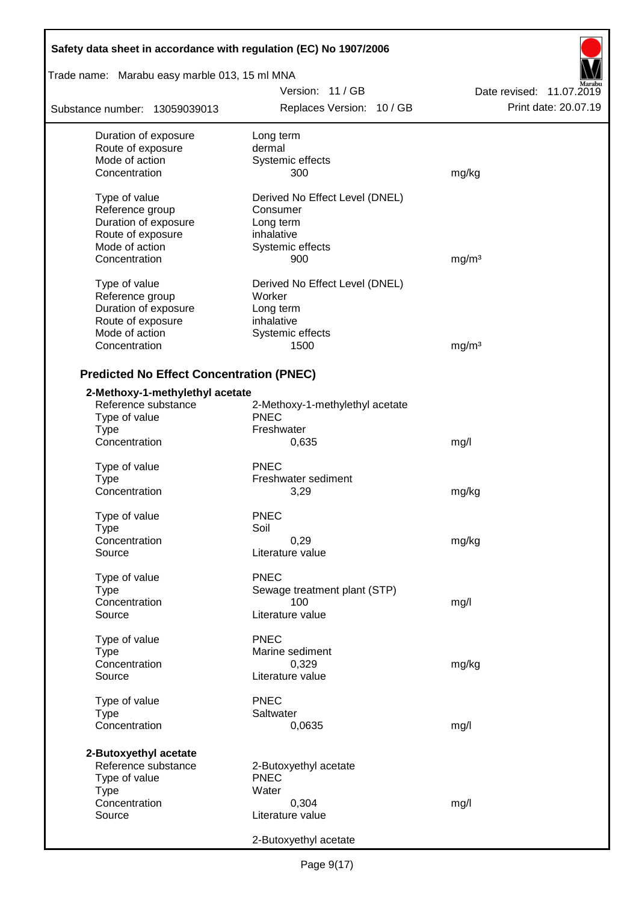| | | |
|---|---|---|
| Duration of exposure | Long term | |
| Route of exposure | dermal | |
| Mode of action | Systemic effects | |
| Concentration | 300 | mg/kg |
| | | |
| Type of value | Derived No Effect Level (DNEL) | |
| Reference group | Consumer | |
| Duration of exposure | Long term | |
| Route of exposure | inhalative | |
| Mode of action | Systemic effects | |
| Concentration | 900 | mg/m³ |
| | | |
| Type of value | Derived No Effect Level (DNEL) | |
| Reference group | Worker | |
| Duration of exposure | Long term | |
| Route of exposure | inhalative | |
| Mode of action | Systemic effects | |
| Concentration | 1500 | mg/m³ |

## Predicted No Effect Concentration (PNEC)

**2-Methoxy-1-methylethyl acetate**

| | | |
|---|---|---|
| Reference substance | 2-Methoxy-1-methylethyl acetate | |
| Type of value | PNEC | |
| Type | Freshwater | |
| Concentration | 0,635 | mg/l |
| | | |
| Type of value | PNEC | |
| Type | Freshwater sediment | |
| Concentration | 3,29 | mg/kg |
| | | |
| Type of value | PNEC | |
| Type | Soil | |
| Concentration | 0,29 | mg/kg |
| Source | Literature value | |
| | | |
| Type of value | PNEC | |
| Type | Sewage treatment plant (STP) | |
| Concentration | 100 | mg/l |
| Source | Literature value | |
| | | |
| Type of value | PNEC | |
| Type | Marine sediment | |
| Concentration | 0,329 | mg/kg |
| Source | Literature value | |
| | | |
| Type of value | PNEC | |
| Type | Saltwater | |
| Concentration | 0,0635 | mg/l |

**2-Butoxyethyl acetate**

| | | |
|---|---|---|
| Reference substance | 2-Butoxyethyl acetate | |
| Type of value | PNEC | |
| Type | Water | |
| Concentration | 0,304 | mg/l |
| Source | Literature value | |
| | | |
| | 2-Butoxyethyl acetate | |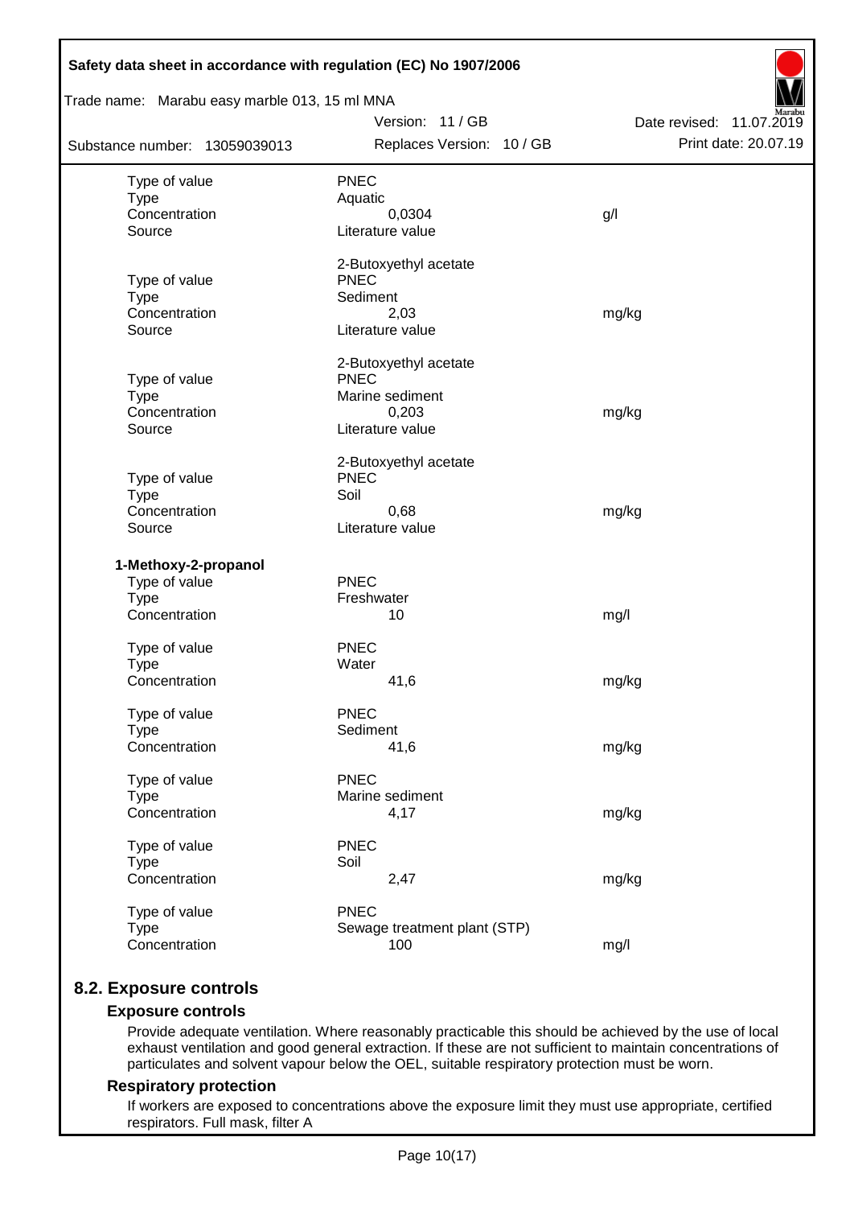| | | |
|---|---|---|
| Type of value | PNEC | |
| Type | Aquatic | |
| Concentration | 0,0304 | g/l |
| Source | Literature value | |
| | 2-Butoxyethyl acetate | |
| Type of value | PNEC | |
| Type | Sediment | |
| Concentration | 2,03 | mg/kg |
| Source | Literature value | |
| | 2-Butoxyethyl acetate | |
| Type of value | PNEC | |
| Type | Marine sediment | |
| Concentration | 0,203 | mg/kg |
| Source | Literature value | |
| | 2-Butoxyethyl acetate | |
| Type of value | PNEC | |
| Type | Soil | |
| Concentration | 0,68 | mg/kg |
| Source | Literature value | |

**1-Methoxy-2-propanol**

| | | |
|---|---|---|
| Type of value | PNEC | |
| Type | Freshwater | |
| Concentration | 10 | mg/l |
| Type of value | PNEC | |
| Type | Water | |
| Concentration | 41,6 | mg/kg |
| Type of value | PNEC | |
| Type | Sediment | |
| Concentration | 41,6 | mg/kg |
| Type of value | PNEC | |
| Type | Marine sediment | |
| Concentration | 4,17 | mg/kg |
| Type of value | PNEC | |
| Type | Soil | |
| Concentration | 2,47 | mg/kg |
| Type of value | PNEC | |
| Type | Sewage treatment plant (STP) | |
| Concentration | 100 | mg/l |

## 8.2. Exposure controls

### Exposure controls

Provide adequate ventilation. Where reasonably practicable this should be achieved by the use of local exhaust ventilation and good general extraction. If these are not sufficient to maintain concentrations of particulates and solvent vapour below the OEL, suitable respiratory protection must be worn.

### Respiratory protection

If workers are exposed to concentrations above the exposure limit they must use appropriate, certified respirators. Full mask, filter A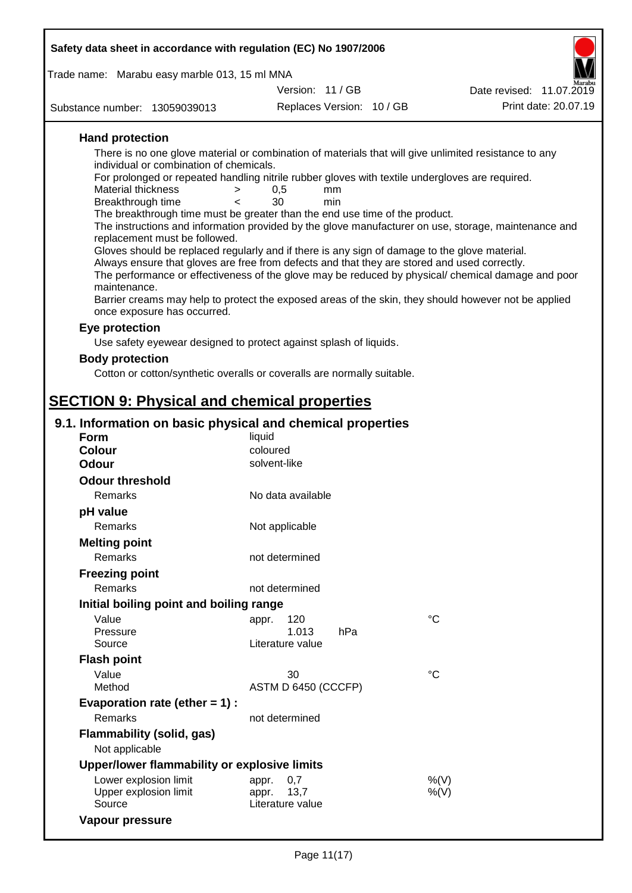### Hand protection

There is no one glove material or combination of materials that will give unlimited resistance to any individual or combination of chemicals.

For prolonged or repeated handling nitrile rubber gloves with textile undergloves are required.

| | | | |
|---|---|---|---|
| Material thickness | > | 0,5 | mm |
| Breakthrough time | < | 30 | min |

The breakthrough time must be greater than the end use time of the product.

The instructions and information provided by the glove manufacturer on use, storage, maintenance and replacement must be followed.

Gloves should be replaced regularly and if there is any sign of damage to the glove material.

Always ensure that gloves are free from defects and that they are stored and used correctly.

The performance or effectiveness of the glove may be reduced by physical/ chemical damage and poor maintenance.

Barrier creams may help to protect the exposed areas of the skin, they should however not be applied once exposure has occurred.

### Eye protection

Use safety eyewear designed to protect against splash of liquids.

### Body protection

Cotton or cotton/synthetic overalls or coveralls are normally suitable.

# SECTION 9: Physical and chemical properties

## 9.1. Information on basic physical and chemical properties

**Form** liquid

**Colour** coloured

**Odour** solvent-like

**Odour threshold**

| | | |
|---|---|---|
| Remarks | No data available | |

**pH value**

| | | |
|---|---|---|
| Remarks | Not applicable | |

**Melting point**

| | | |
|---|---|---|
| Remarks | not determined | |

**Freezing point**

| | | |
|---|---|---|
| Remarks | not determined | |

**Initial boiling point and boiling range**

| | | |
|---|---|---|
| Value | appr. 120 | °C |
| Pressure | 1.013 hPa | |
| Source | Literature value | |

**Flash point**

| | | |
|---|---|---|
| Value | 30 | °C |
| Method | ASTM D 6450 (CCCFP) | |

**Evaporation rate (ether = 1) :**

| | | |
|---|---|---|
| Remarks | not determined | |

**Flammability (solid, gas)**

Not applicable

**Upper/lower flammability or explosive limits**

| | | |
|---|---|---|
| Lower explosion limit | appr. 0,7 | %(V) |
| Upper explosion limit | appr. 13,7 | %(V) |
| Source | Literature value | |

**Vapour pressure**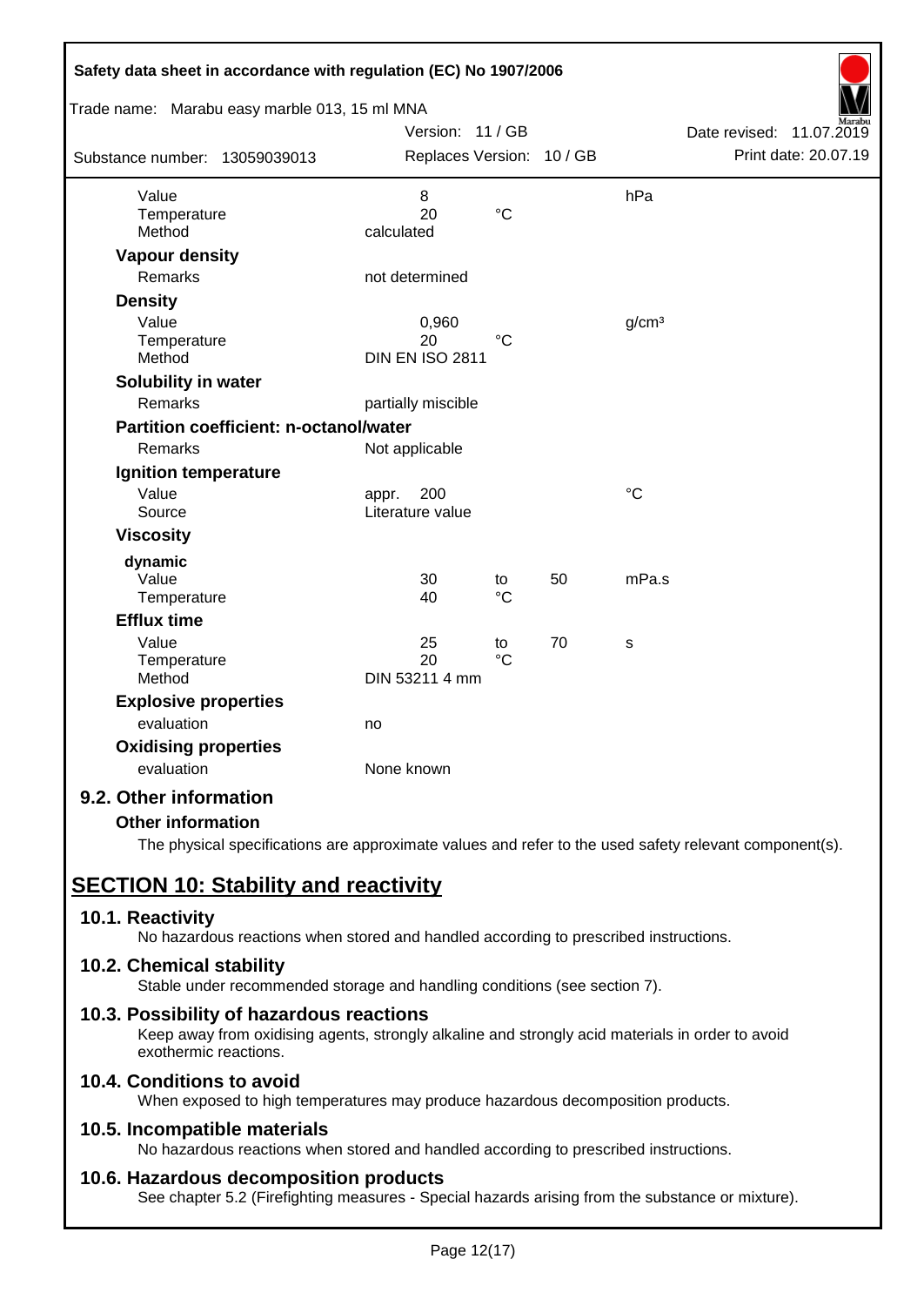| | | | | |
|---|---|---|---|---|
| Value | 8 | | | hPa |
| Temperature | 20 | °C | | |
| Method | calculated | | | |

**Vapour density**

| | |
|---|---|
| Remarks | not determined |

**Density**

| | | | |
|---|---|---|---|
| Value | 0,960 | | g/cm³ |
| Temperature | 20 | °C | |
| Method | DIN EN ISO 2811 | | |

**Solubility in water**

| | |
|---|---|
| Remarks | partially miscible |

**Partition coefficient: n-octanol/water**

| | |
|---|---|
| Remarks | Not applicable |

**Ignition temperature**

| | | |
|---|---|---|
| Value | appr. 200 | °C |
| Source | Literature value | |

**Viscosity**

dynamic

| | | | | |
|---|---|---|---|---|
| Value | 30 | to | 50 | mPa.s |
| Temperature | 40 | °C | | |

**Efflux time**

| | | | | |
|---|---|---|---|---|
| Value | 25 | to | 70 | s |
| Temperature | 20 | °C | | |
| Method | DIN 53211 4 mm | | | |

**Explosive properties**

| | |
|---|---|
| evaluation | no |

**Oxidising properties**

| | |
|---|---|
| evaluation | None known |

### 9.2. Other information

**Other information**

The physical specifications are approximate values and refer to the used safety relevant component(s).

## SECTION 10: Stability and reactivity

### 10.1. Reactivity

No hazardous reactions when stored and handled according to prescribed instructions.

### 10.2. Chemical stability

Stable under recommended storage and handling conditions (see section 7).

### 10.3. Possibility of hazardous reactions

Keep away from oxidising agents, strongly alkaline and strongly acid materials in order to avoid exothermic reactions.

### 10.4. Conditions to avoid

When exposed to high temperatures may produce hazardous decomposition products.

### 10.5. Incompatible materials

No hazardous reactions when stored and handled according to prescribed instructions.

### 10.6. Hazardous decomposition products

See chapter 5.2 (Firefighting measures - Special hazards arising from the substance or mixture).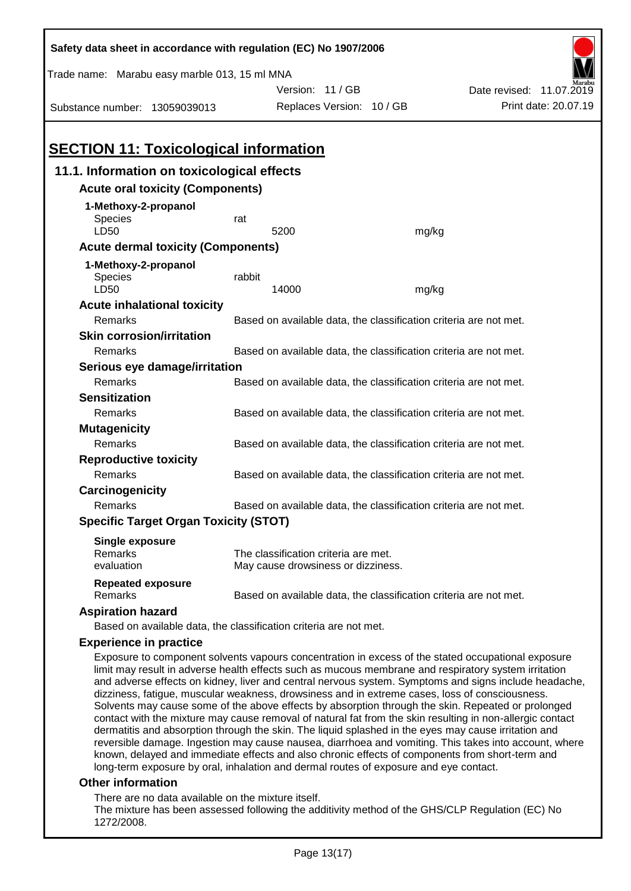## SECTION 11: Toxicological information

### 11.1. Information on toxicological effects

**Acute oral toxicity (Components)**

**1-Methoxy-2-propanol**

| | | |
|---|---|---|
| Species | rat | |
| LD50 | 5200 | mg/kg |

**Acute dermal toxicity (Components)**

**1-Methoxy-2-propanol**

| | | |
|---|---|---|
| Species | rabbit | |
| LD50 | 14000 | mg/kg |

**Acute inhalational toxicity**

Remarks — Based on available data, the classification criteria are not met.

**Skin corrosion/irritation**

Remarks — Based on available data, the classification criteria are not met.

**Serious eye damage/irritation**

Remarks — Based on available data, the classification criteria are not met.

**Sensitization**

Remarks — Based on available data, the classification criteria are not met.

**Mutagenicity**

Remarks — Based on available data, the classification criteria are not met.

**Reproductive toxicity**

Remarks — Based on available data, the classification criteria are not met.

**Carcinogenicity**

Remarks — Based on available data, the classification criteria are not met.

**Specific Target Organ Toxicity (STOT)**

**Single exposure**

Remarks — The classification criteria are met.
evaluation — May cause drowsiness or dizziness.

**Repeated exposure**

Remarks — Based on available data, the classification criteria are not met.

**Aspiration hazard**

Based on available data, the classification criteria are not met.

**Experience in practice**

Exposure to component solvents vapours concentration in excess of the stated occupational exposure limit may result in adverse health effects such as mucous membrane and respiratory system irritation and adverse effects on kidney, liver and central nervous system. Symptoms and signs include headache, dizziness, fatigue, muscular weakness, drowsiness and in extreme cases, loss of consciousness. Solvents may cause some of the above effects by absorption through the skin. Repeated or prolonged contact with the mixture may cause removal of natural fat from the skin resulting in non-allergic contact dermatitis and absorption through the skin. The liquid splashed in the eyes may cause irritation and reversible damage. Ingestion may cause nausea, diarrhoea and vomiting. This takes into account, where known, delayed and immediate effects and also chronic effects of components from short-term and long-term exposure by oral, inhalation and dermal routes of exposure and eye contact.

**Other information**

There are no data available on the mixture itself.
The mixture has been assessed following the additivity method of the GHS/CLP Regulation (EC) No 1272/2008.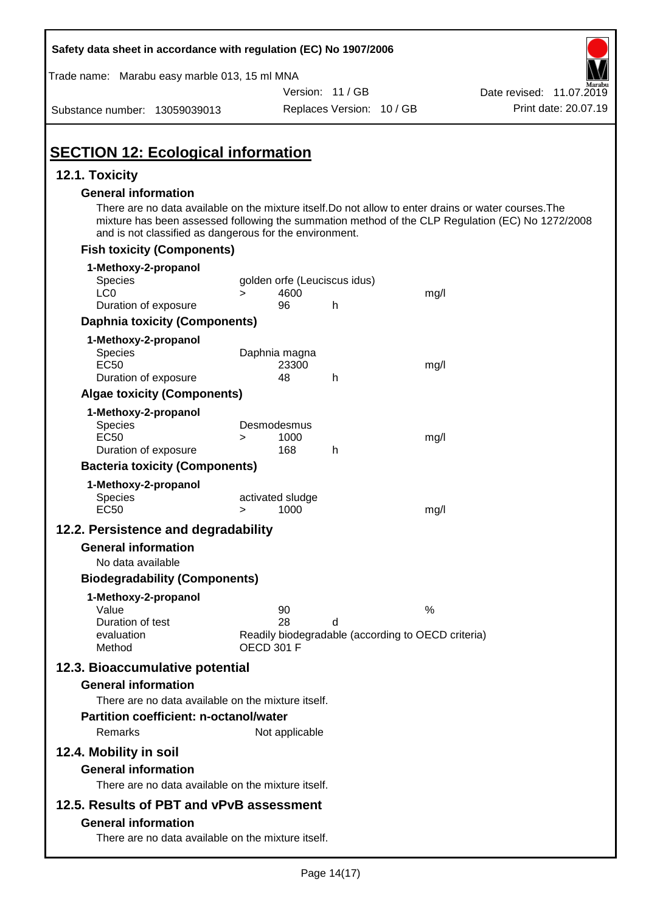## SECTION 12: Ecological information

### 12.1. Toxicity

#### General information

There are no data available on the mixture itself.Do not allow to enter drains or water courses.The mixture has been assessed following the summation method of the CLP Regulation (EC) No 1272/2008 and is not classified as dangerous for the environment.

#### Fish toxicity (Components)

**1-Methoxy-2-propanol**

| | | | | |
|---|---|---|---|---|
| Species | golden orfe (Leuciscus idus) | | | |
| LC0 | > | 4600 | | mg/l |
| Duration of exposure | | 96 | h | |

#### Daphnia toxicity (Components)

**1-Methoxy-2-propanol**

| | | | | |
|---|---|---|---|---|
| Species | Daphnia magna | | | |
| EC50 | | 23300 | | mg/l |
| Duration of exposure | | 48 | h | |

#### Algae toxicity (Components)

**1-Methoxy-2-propanol**

| | | | | |
|---|---|---|---|---|
| Species | Desmodesmus | | | |
| EC50 | > | 1000 | | mg/l |
| Duration of exposure | | 168 | h | |

#### Bacteria toxicity (Components)

**1-Methoxy-2-propanol**

| | | | | |
|---|---|---|---|---|
| Species | activated sludge | | | |
| EC50 | > | 1000 | | mg/l |

### 12.2. Persistence and degradability

#### General information

No data available

#### Biodegradability (Components)

**1-Methoxy-2-propanol**

| | | | |
|---|---|---|---|
| Value | 90 | | % |
| Duration of test | 28 | d | |
| evaluation | Readily biodegradable (according to OECD criteria) | | |
| Method | OECD 301 F | | |

### 12.3. Bioaccumulative potential

#### General information

There are no data available on the mixture itself.

#### Partition coefficient: n-octanol/water

Remarks: Not applicable

### 12.4. Mobility in soil

#### General information

There are no data available on the mixture itself.

### 12.5. Results of PBT and vPvB assessment

#### General information

There are no data available on the mixture itself.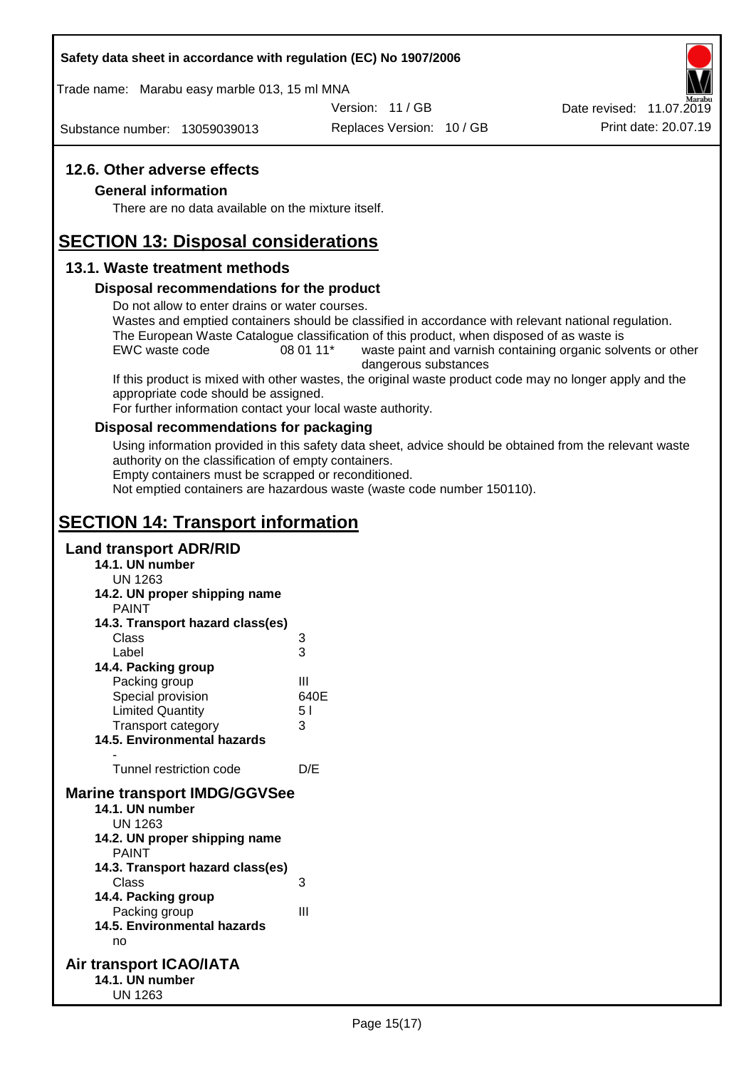### 12.6. Other adverse effects

#### General information

There are no data available on the mixture itself.

## SECTION 13: Disposal considerations

### 13.1. Waste treatment methods

#### Disposal recommendations for the product

Do not allow to enter drains or water courses.
Wastes and emptied containers should be classified in accordance with relevant national regulation.
The European Waste Catalogue classification of this product, when disposed of as waste is

| EWC waste code | 08 01 11* | waste paint and varnish containing organic solvents or other dangerous substances |
|---|---|---|

If this product is mixed with other wastes, the original waste product code may no longer apply and the appropriate code should be assigned.
For further information contact your local waste authority.

#### Disposal recommendations for packaging

Using information provided in this safety data sheet, advice should be obtained from the relevant waste authority on the classification of empty containers.
Empty containers must be scrapped or reconditioned.
Not emptied containers are hazardous waste (waste code number 150110).

## SECTION 14: Transport information

### Land transport ADR/RID

**14.1. UN number**
UN 1263

**14.2. UN proper shipping name**
PAINT

**14.3. Transport hazard class(es)**

| | |
|---|---|
| Class | 3 |
| Label | 3 |

**14.4. Packing group**

| | |
|---|---|
| Packing group | III |
| Special provision | 640E |
| Limited Quantity | 5 l |
| Transport category | 3 |

**14.5. Environmental hazards**
-

| | |
|---|---|
| Tunnel restriction code | D/E |

### Marine transport IMDG/GGVSee

**14.1. UN number**
UN 1263

**14.2. UN proper shipping name**
PAINT

**14.3. Transport hazard class(es)**

| | |
|---|---|
| Class | 3 |

**14.4. Packing group**

| | |
|---|---|
| Packing group | III |

**14.5. Environmental hazards**
no

### Air transport ICAO/IATA

**14.1. UN number**
UN 1263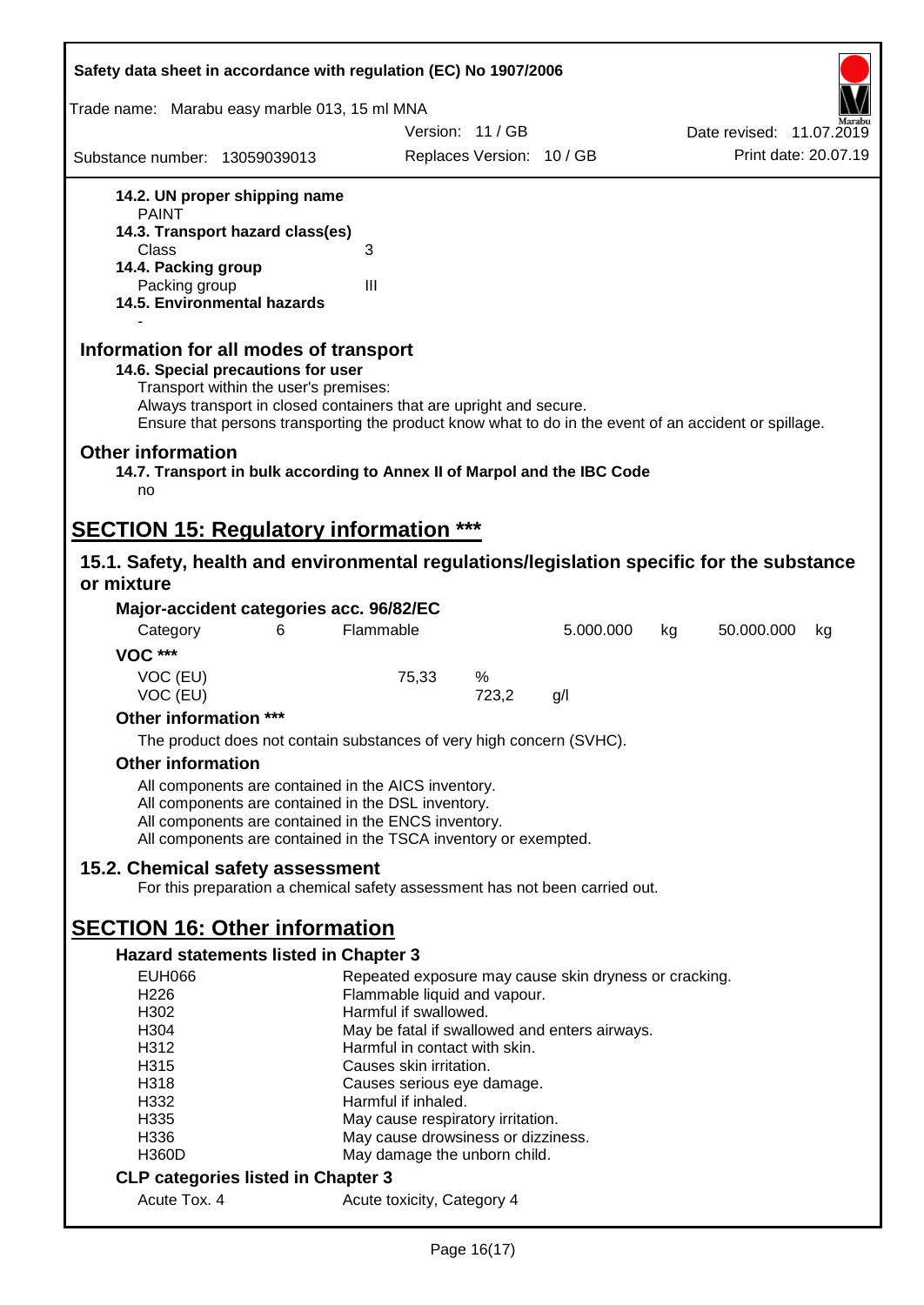**14.2. UN proper shipping name**

PAINT

**14.3. Transport hazard class(es)**

Class 3

**14.4. Packing group**

Packing group III

**14.5. Environmental hazards**

-

## Information for all modes of transport

**14.6. Special precautions for user**

Transport within the user's premises:
Always transport in closed containers that are upright and secure.
Ensure that persons transporting the product know what to do in the event of an accident or spillage.

## Other information

**14.7. Transport in bulk according to Annex II of Marpol and the IBC Code**

no

# SECTION 15: Regulatory information ***

## 15.1. Safety, health and environmental regulations/legislation specific for the substance or mixture

**Major-accident categories acc. 96/82/EC**

| Category | 6 | Flammable | 5.000.000 | kg | 50.000.000 | kg |
|---|---|---|---|---|---|---|

**VOC *****

| | | |
|---|---|---|
| VOC (EU) | 75,33 | % |
| VOC (EU) | 723,2 | g/l |

**Other information *****

The product does not contain substances of very high concern (SVHC).

**Other information**

All components are contained in the AICS inventory.
All components are contained in the DSL inventory.
All components are contained in the ENCS inventory.
All components are contained in the TSCA inventory or exempted.

## 15.2. Chemical safety assessment

For this preparation a chemical safety assessment has not been carried out.

# SECTION 16: Other information

**Hazard statements listed in Chapter 3**

| | |
|---|---|
| EUH066 | Repeated exposure may cause skin dryness or cracking. |
| H226 | Flammable liquid and vapour. |
| H302 | Harmful if swallowed. |
| H304 | May be fatal if swallowed and enters airways. |
| H312 | Harmful in contact with skin. |
| H315 | Causes skin irritation. |
| H318 | Causes serious eye damage. |
| H332 | Harmful if inhaled. |
| H335 | May cause respiratory irritation. |
| H336 | May cause drowsiness or dizziness. |
| H360D | May damage the unborn child. |

**CLP categories listed in Chapter 3**

| | |
|---|---|
| Acute Tox. 4 | Acute toxicity, Category 4 |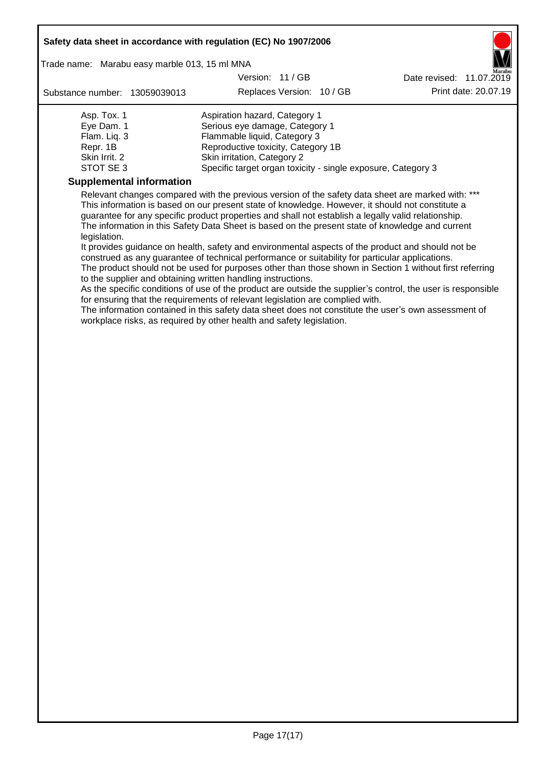| | |
|---|---|
| Asp. Tox. 1 | Aspiration hazard, Category 1 |
| Eye Dam. 1 | Serious eye damage, Category 1 |
| Flam. Liq. 3 | Flammable liquid, Category 3 |
| Repr. 1B | Reproductive toxicity, Category 1B |
| Skin Irrit. 2 | Skin irritation, Category 2 |
| STOT SE 3 | Specific target organ toxicity - single exposure, Category 3 |

### Supplemental information

Relevant changes compared with the previous version of the safety data sheet are marked with: ***
This information is based on our present state of knowledge. However, it should not constitute a guarantee for any specific product properties and shall not establish a legally valid relationship.
The information in this Safety Data Sheet is based on the present state of knowledge and current legislation.
It provides guidance on health, safety and environmental aspects of the product and should not be construed as any guarantee of technical performance or suitability for particular applications.
The product should not be used for purposes other than those shown in Section 1 without first referring to the supplier and obtaining written handling instructions.
As the specific conditions of use of the product are outside the supplier's control, the user is responsible for ensuring that the requirements of relevant legislation are complied with.
The information contained in this safety data sheet does not constitute the user's own assessment of workplace risks, as required by other health and safety legislation.